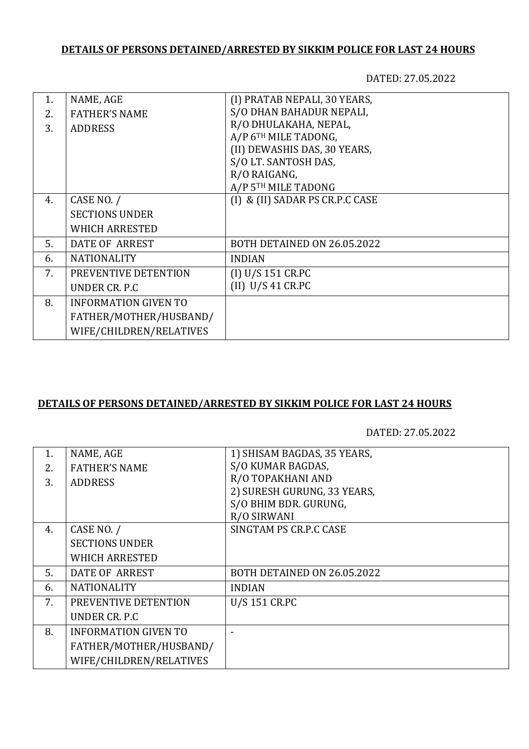**DETAILS OF PERSONS DETAINED/ARRESTED BY SIKKIM POLICE FOR LAST 24 HOURS**

DATED: 27.05.2022

| | | |
|---|---|---|
| 1.<br>2.<br>3. | NAME, AGE<br>FATHER'S NAME<br>ADDRESS | (I) PRATAB NEPALI, 30 YEARS,<br>S/O DHAN BAHADUR NEPALI,<br>R/O DHULAKAHA, NEPAL,<br>A/P 6TH MILE TADONG,<br>(II) DEWASHIS DAS, 30 YEARS,<br>S/O LT. SANTOSH DAS,<br>R/O RAIGANG,<br>A/P 5TH MILE TADONG |
| 4. | CASE NO. /<br>SECTIONS UNDER<br>WHICH ARRESTED | (I) & (II) SADAR PS CR.P.C CASE |
| 5. | DATE OF ARREST | BOTH DETAINED ON 26.05.2022 |
| 6. | NATIONALITY | INDIAN |
| 7. | PREVENTIVE DETENTION<br>UNDER CR. P.C | (I) U/S 151 CR.PC<br>(II) U/S 41 CR.PC |
| 8. | INFORMATION GIVEN TO<br>FATHER/MOTHER/HUSBAND/<br>WIFE/CHILDREN/RELATIVES | |

**DETAILS OF PERSONS DETAINED/ARRESTED BY SIKKIM POLICE FOR LAST 24 HOURS**

DATED: 27.05.2022

| | | |
|---|---|---|
| 1.<br>2.<br>3. | NAME, AGE<br>FATHER'S NAME<br>ADDRESS | 1) SHISAM BAGDAS, 35 YEARS,<br>S/O KUMAR BAGDAS,<br>R/O TOPAKHANI AND<br>2) SURESH GURUNG, 33 YEARS,<br>S/O BHIM BDR. GURUNG,<br>R/O SIRWANI |
| 4. | CASE NO. /<br>SECTIONS UNDER<br>WHICH ARRESTED | SINGTAM PS CR.P.C CASE |
| 5. | DATE OF ARREST | BOTH DETAINED ON 26.05.2022 |
| 6. | NATIONALITY | INDIAN |
| 7. | PREVENTIVE DETENTION<br>UNDER CR. P.C | U/S 151 CR.PC |
| 8. | INFORMATION GIVEN TO<br>FATHER/MOTHER/HUSBAND/<br>WIFE/CHILDREN/RELATIVES | - |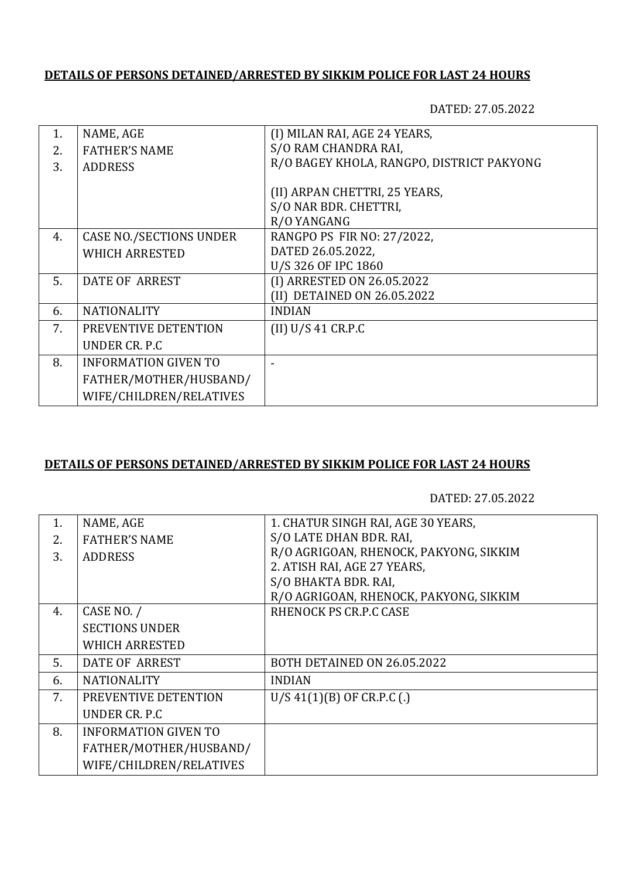**DETAILS OF PERSONS DETAINED/ARRESTED BY SIKKIM POLICE FOR LAST 24 HOURS**

DATED: 27.05.2022

| | | |
|---|---|---|
| 1.<br>2.<br>3. | NAME, AGE<br>FATHER'S NAME<br>ADDRESS | (I) MILAN RAI, AGE 24 YEARS,<br>S/O RAM CHANDRA RAI,<br>R/O BAGEY KHOLA, RANGPO, DISTRICT PAKYONG<br><br>(II) ARPAN CHETTRI, 25 YEARS,<br>S/O NAR BDR. CHETTRI,<br>R/O YANGANG |
| 4. | CASE NO./SECTIONS UNDER WHICH ARRESTED | RANGPO PS FIR NO: 27/2022,<br>DATED 26.05.2022,<br>U/S 326 OF IPC 1860 |
| 5. | DATE OF ARREST | (I) ARRESTED ON 26.05.2022<br>(II) DETAINED ON 26.05.2022 |
| 6. | NATIONALITY | INDIAN |
| 7. | PREVENTIVE DETENTION UNDER CR. P.C | (II) U/S 41 CR.P.C |
| 8. | INFORMATION GIVEN TO FATHER/MOTHER/HUSBAND/ WIFE/CHILDREN/RELATIVES | - |

**DETAILS OF PERSONS DETAINED/ARRESTED BY SIKKIM POLICE FOR LAST 24 HOURS**

DATED: 27.05.2022

| | | |
|---|---|---|
| 1.<br>2.<br>3. | NAME, AGE<br>FATHER'S NAME<br>ADDRESS | 1. CHATUR SINGH RAI, AGE 30 YEARS,<br>S/O LATE DHAN BDR. RAI,<br>R/O AGRIGOAN, RHENOCK, PAKYONG, SIKKIM<br>2. ATISH RAI, AGE 27 YEARS,<br>S/O BHAKTA BDR. RAI,<br>R/O AGRIGOAN, RHENOCK, PAKYONG, SIKKIM |
| 4. | CASE NO. / SECTIONS UNDER WHICH ARRESTED | RHENOCK PS CR.P.C CASE |
| 5. | DATE OF ARREST | BOTH DETAINED ON 26.05.2022 |
| 6. | NATIONALITY | INDIAN |
| 7. | PREVENTIVE DETENTION UNDER CR. P.C | U/S 41(1)(B) OF CR.P.C (.) |
| 8. | INFORMATION GIVEN TO FATHER/MOTHER/HUSBAND/ WIFE/CHILDREN/RELATIVES | |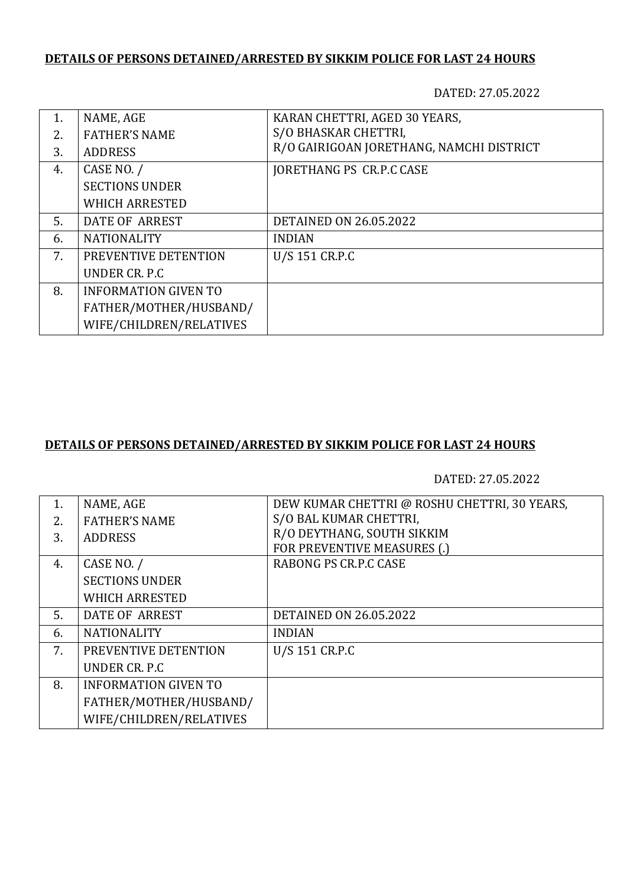**DETAILS OF PERSONS DETAINED/ARRESTED BY SIKKIM POLICE FOR LAST 24 HOURS**

DATED: 27.05.2022

| | | |
|---|---|---|
| 1.<br>2.<br>3. | NAME, AGE<br>FATHER'S NAME<br>ADDRESS | KARAN CHETTRI, AGED 30 YEARS,<br>S/O BHASKAR CHETTRI,<br>R/O GAIRIGOAN JORETHANG, NAMCHI DISTRICT |
| 4. | CASE NO. /<br>SECTIONS UNDER<br>WHICH ARRESTED | JORETHANG PS CR.P.C CASE |
| 5. | DATE OF ARREST | DETAINED ON 26.05.2022 |
| 6. | NATIONALITY | INDIAN |
| 7. | PREVENTIVE DETENTION<br>UNDER CR. P.C | U/S 151 CR.P.C |
| 8. | INFORMATION GIVEN TO<br>FATHER/MOTHER/HUSBAND/<br>WIFE/CHILDREN/RELATIVES | |

**DETAILS OF PERSONS DETAINED/ARRESTED BY SIKKIM POLICE FOR LAST 24 HOURS**

DATED: 27.05.2022

| | | |
|---|---|---|
| 1.<br>2.<br>3. | NAME, AGE<br>FATHER'S NAME<br>ADDRESS | DEW KUMAR CHETTRI @ ROSHU CHETTRI, 30 YEARS,<br>S/O BAL KUMAR CHETTRI,<br>R/O DEYTHANG, SOUTH SIKKIM<br>FOR PREVENTIVE MEASURES (.) |
| 4. | CASE NO. /<br>SECTIONS UNDER<br>WHICH ARRESTED | RABONG PS CR.P.C CASE |
| 5. | DATE OF ARREST | DETAINED ON 26.05.2022 |
| 6. | NATIONALITY | INDIAN |
| 7. | PREVENTIVE DETENTION<br>UNDER CR. P.C | U/S 151 CR.P.C |
| 8. | INFORMATION GIVEN TO<br>FATHER/MOTHER/HUSBAND/<br>WIFE/CHILDREN/RELATIVES | |